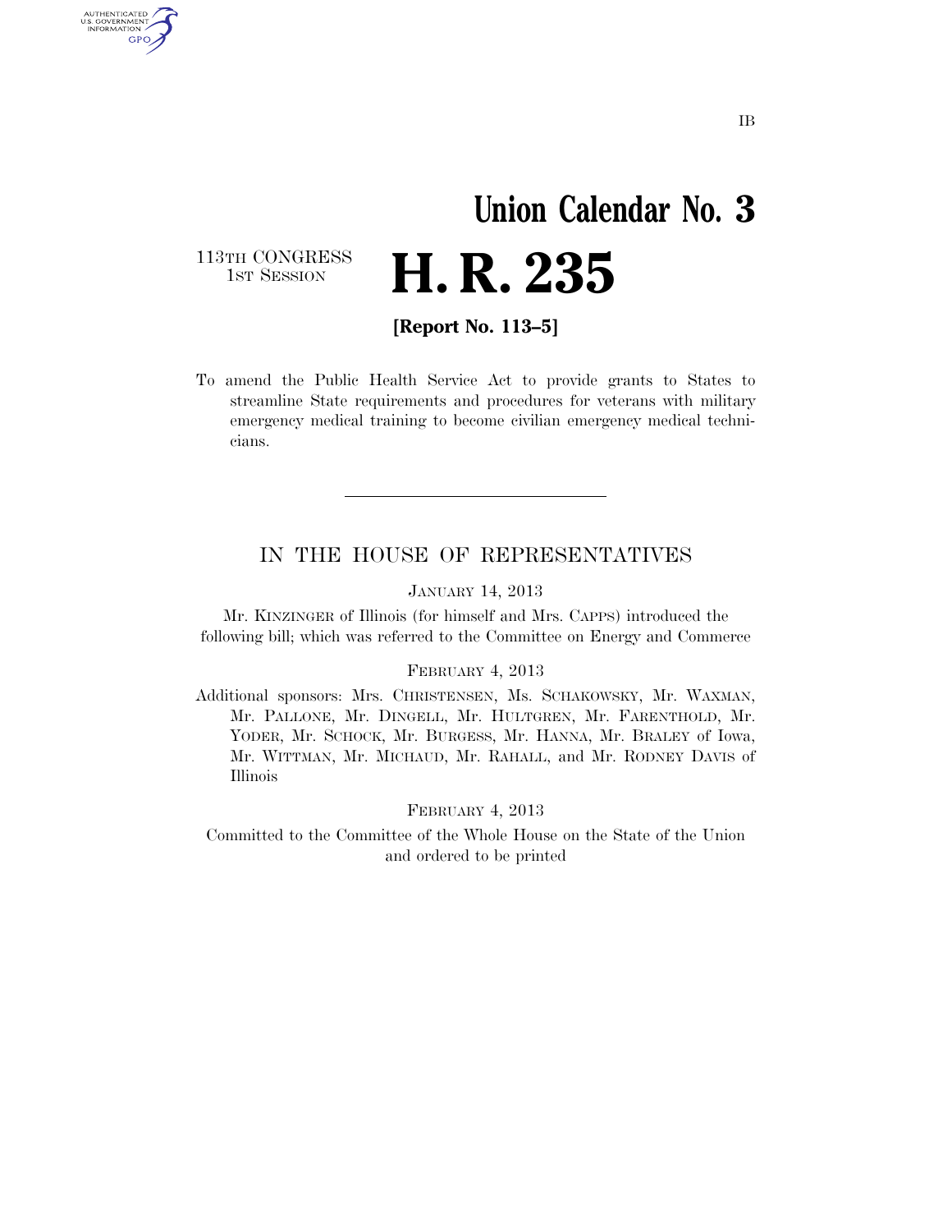IB

# Union Calendar No. 3

113TH CONGRESS
1ST SESSION

# H. R. 235

**[Report No. 113–5]**

To amend the Public Health Service Act to provide grants to States to streamline State requirements and procedures for veterans with military emergency medical training to become civilian emergency medical technicians.

---

## IN THE HOUSE OF REPRESENTATIVES

JANUARY 14, 2013

Mr. KINZINGER of Illinois (for himself and Mrs. CAPPS) introduced the following bill; which was referred to the Committee on Energy and Commerce

FEBRUARY 4, 2013

Additional sponsors: Mrs. CHRISTENSEN, Ms. SCHAKOWSKY, Mr. WAXMAN, Mr. PALLONE, Mr. DINGELL, Mr. HULTGREN, Mr. FARENTHOLD, Mr. YODER, Mr. SCHOCK, Mr. BURGESS, Mr. HANNA, Mr. BRALEY of Iowa, Mr. WITTMAN, Mr. MICHAUD, Mr. RAHALL, and Mr. RODNEY DAVIS of Illinois

FEBRUARY 4, 2013

Committed to the Committee of the Whole House on the State of the Union and ordered to be printed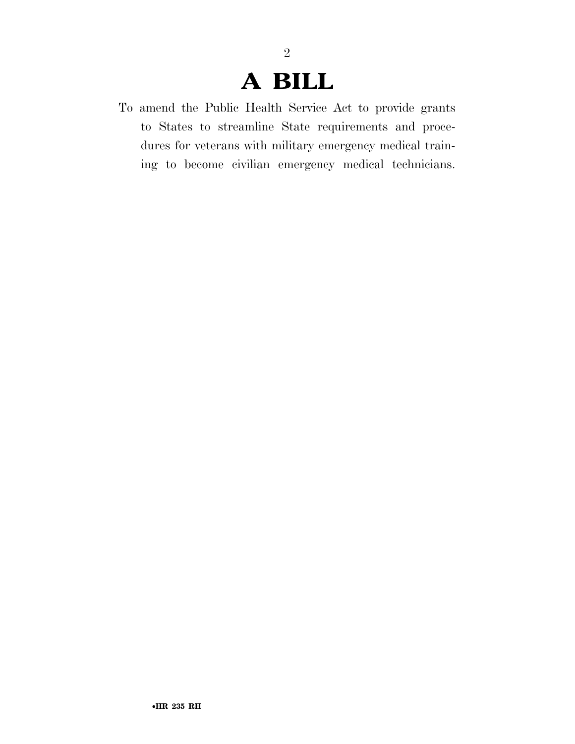# A BILL

To amend the Public Health Service Act to provide grants to States to streamline State requirements and procedures for veterans with military emergency medical training to become civilian emergency medical technicians.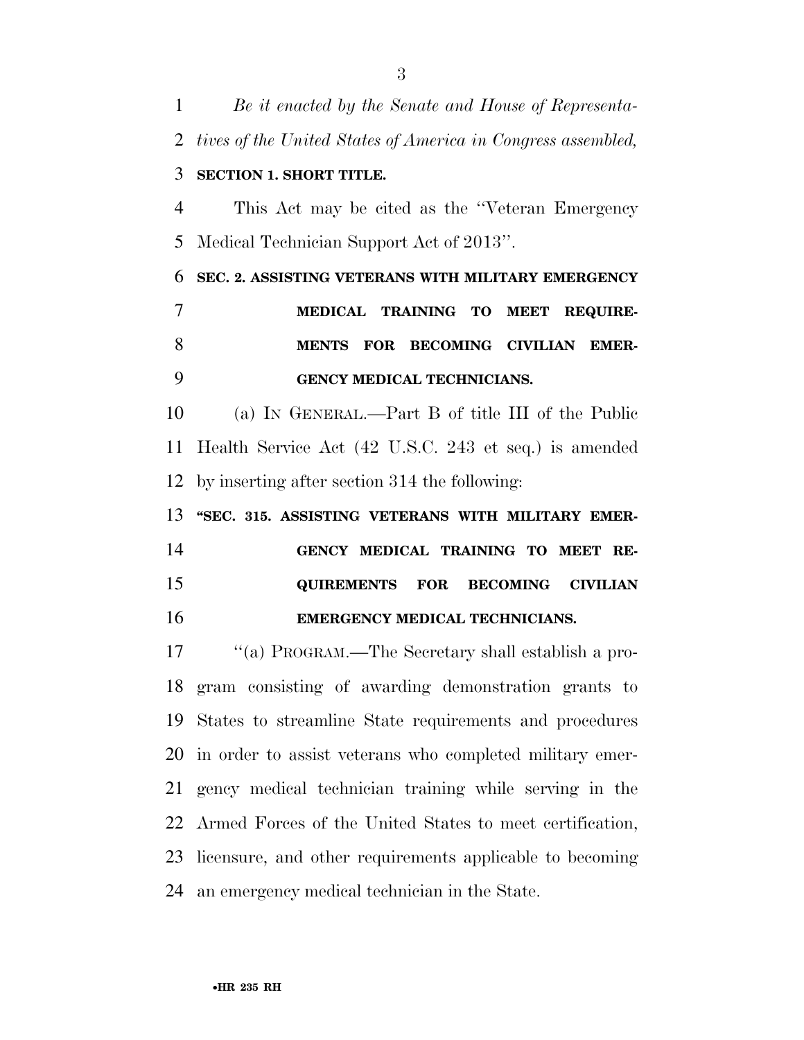*Be it enacted by the Senate and House of Representatives of the United States of America in Congress assembled,*

**SECTION 1. SHORT TITLE.**

This Act may be cited as the ''Veteran Emergency Medical Technician Support Act of 2013''.

**SEC. 2. ASSISTING VETERANS WITH MILITARY EMERGENCY MEDICAL TRAINING TO MEET REQUIREMENTS FOR BECOMING CIVILIAN EMERGENCY MEDICAL TECHNICIANS.**

(a) IN GENERAL.—Part B of title III of the Public Health Service Act (42 U.S.C. 243 et seq.) is amended by inserting after section 314 the following:

**''SEC. 315. ASSISTING VETERANS WITH MILITARY EMERGENCY MEDICAL TRAINING TO MEET REQUIREMENTS FOR BECOMING CIVILIAN EMERGENCY MEDICAL TECHNICIANS.**

''(a) PROGRAM.—The Secretary shall establish a program consisting of awarding demonstration grants to States to streamline State requirements and procedures in order to assist veterans who completed military emergency medical technician training while serving in the Armed Forces of the United States to meet certification, licensure, and other requirements applicable to becoming an emergency medical technician in the State.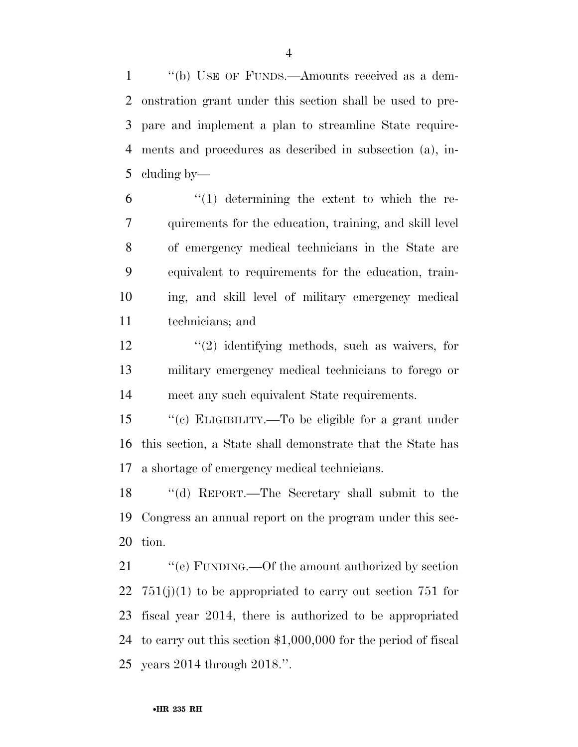"(b) USE OF FUNDS.—Amounts received as a demonstration grant under this section shall be used to prepare and implement a plan to streamline State requirements and procedures as described in subsection (a), including by—

"(1) determining the extent to which the requirements for the education, training, and skill level of emergency medical technicians in the State are equivalent to requirements for the education, training, and skill level of military emergency medical technicians; and

"(2) identifying methods, such as waivers, for military emergency medical technicians to forego or meet any such equivalent State requirements.

"(c) ELIGIBILITY.—To be eligible for a grant under this section, a State shall demonstrate that the State has a shortage of emergency medical technicians.

"(d) REPORT.—The Secretary shall submit to the Congress an annual report on the program under this section.

"(e) FUNDING.—Of the amount authorized by section 751(j)(1) to be appropriated to carry out section 751 for fiscal year 2014, there is authorized to be appropriated to carry out this section $1,000,000 for the period of fiscal years 2014 through 2018.".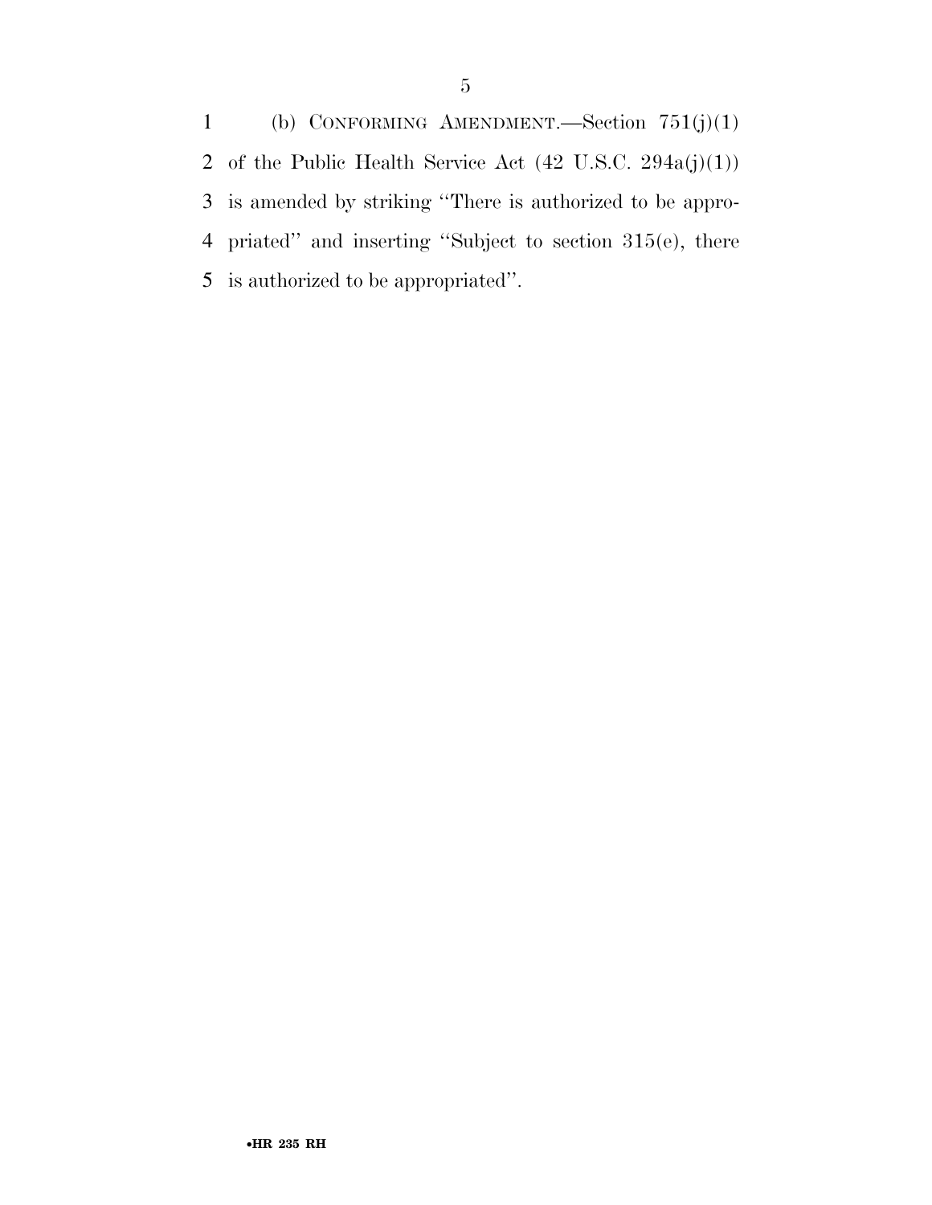(b) CONFORMING AMENDMENT.—Section 751(j)(1) of the Public Health Service Act (42 U.S.C. 294a(j)(1)) is amended by striking ''There is authorized to be appropriated'' and inserting ''Subject to section 315(e), there is authorized to be appropriated''.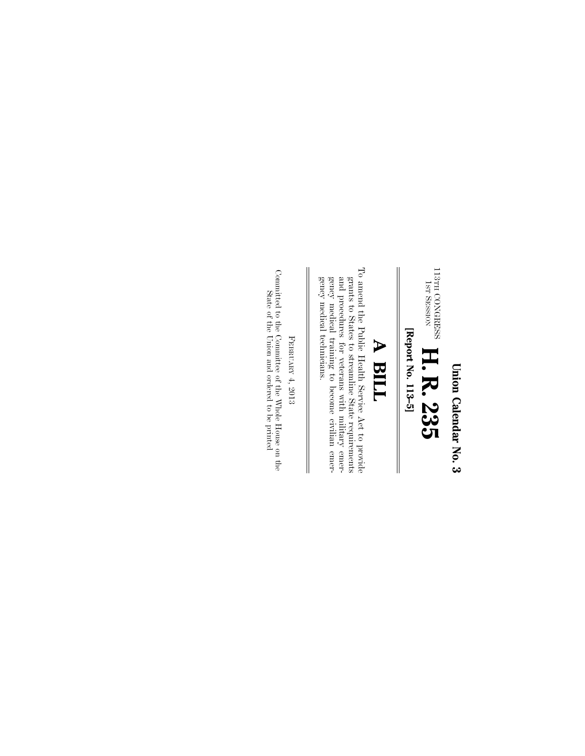# Union Calendar No. 3

113TH CONGRESS
1ST SESSION

# H. R. 235

**[Report No. 113–5]**

# A BILL

To amend the Public Health Service Act to provide grants to States to streamline State requirements and procedures for veterans with military emergency medical training to become civilian emergency medical technicians.

FEBRUARY 4, 2013

Committed to the Committee of the Whole House on the State of the Union and ordered to be printed